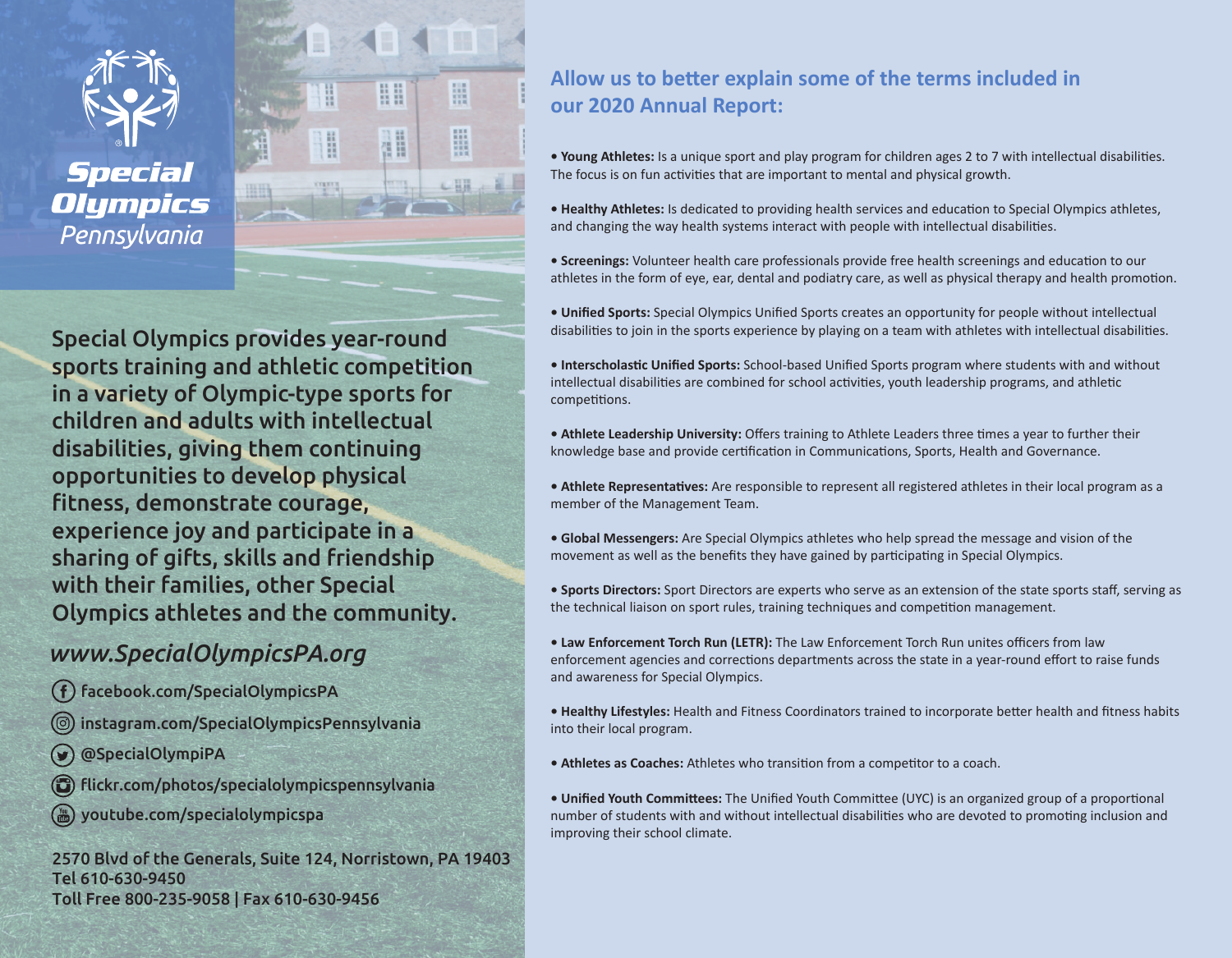**Special Olympics Pennsylvania**

Special Olympics provides year-round sports training and athletic competition in a variety of Olympic-type sports for children and adults with intellectual disabilities, giving them continuing opportunities to develop physical fitness, demonstrate courage, experience joy and participate in a sharing of gifts, skills and friendship with their families, other Special Olympics athletes and the community.

*www.SpecialOlympicsPA.org*

- facebook.com/SpecialOlympicsPA
- instagram.com/SpecialOlympicsPennsylvania
- @SpecialOlympiPA
- flickr.com/photos/specialolympicspennsylvania
- youtube.com/specialolympicspa

2570 Blvd of the Generals, Suite 124, Norristown, PA 19403
Tel 610-630-9450
Toll Free 800-235-9058 | Fax 610-630-9456

## Allow us to better explain some of the terms included in our 2020 Annual Report:

- **Young Athletes:** Is a unique sport and play program for children ages 2 to 7 with intellectual disabilities. The focus is on fun activities that are important to mental and physical growth.
- **Healthy Athletes:** Is dedicated to providing health services and education to Special Olympics athletes, and changing the way health systems interact with people with intellectual disabilities.
- **Screenings:** Volunteer health care professionals provide free health screenings and education to our athletes in the form of eye, ear, dental and podiatry care, as well as physical therapy and health promotion.
- **Unified Sports:** Special Olympics Unified Sports creates an opportunity for people without intellectual disabilities to join in the sports experience by playing on a team with athletes with intellectual disabilities.
- **Interscholastic Unified Sports:** School-based Unified Sports program where students with and without intellectual disabilities are combined for school activities, youth leadership programs, and athletic competitions.
- **Athlete Leadership University:** Offers training to Athlete Leaders three times a year to further their knowledge base and provide certification in Communications, Sports, Health and Governance.
- **Athlete Representatives:** Are responsible to represent all registered athletes in their local program as a member of the Management Team.
- **Global Messengers:** Are Special Olympics athletes who help spread the message and vision of the movement as well as the benefits they have gained by participating in Special Olympics.
- **Sports Directors:** Sport Directors are experts who serve as an extension of the state sports staff, serving as the technical liaison on sport rules, training techniques and competition management.
- **Law Enforcement Torch Run (LETR):** The Law Enforcement Torch Run unites officers from law enforcement agencies and corrections departments across the state in a year-round effort to raise funds and awareness for Special Olympics.
- **Healthy Lifestyles:** Health and Fitness Coordinators trained to incorporate better health and fitness habits into their local program.
- **Athletes as Coaches:** Athletes who transition from a competitor to a coach.
- **Unified Youth Committees:** The Unified Youth Committee (UYC) is an organized group of a proportional number of students with and without intellectual disabilities who are devoted to promoting inclusion and improving their school climate.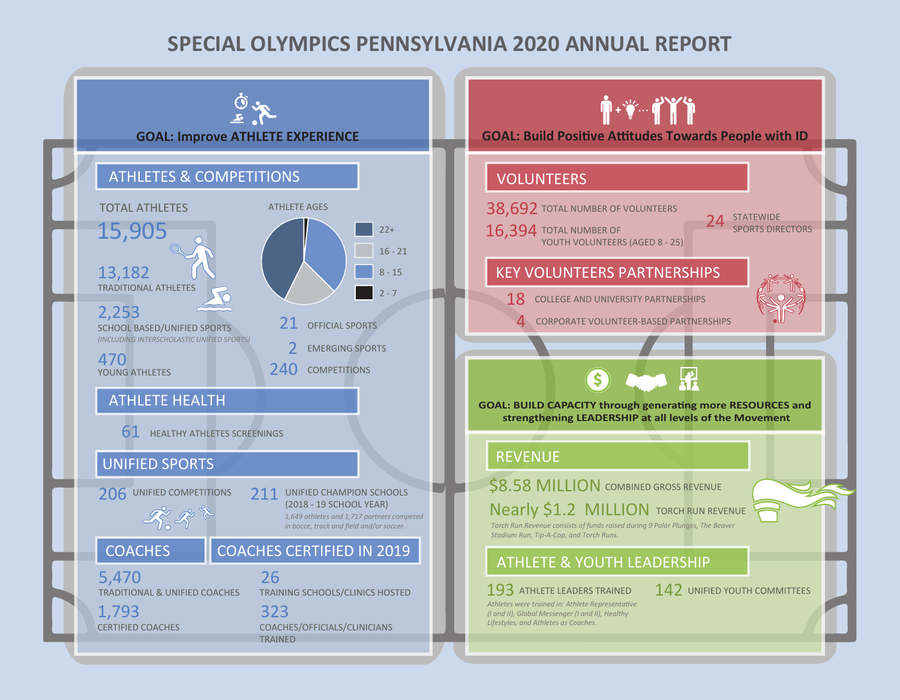# SPECIAL OLYMPICS PENNSYLVANIA 2020 ANNUAL REPORT

## GOAL: Improve ATHLETE EXPERIENCE

### ATHLETES & COMPETITIONS

TOTAL ATHLETES

15,905

13,182
TRADITIONAL ATHLETES

2,253
SCHOOL BASED/UNIFIED SPORTS
*(INCLUDING INTERSCHOLASTIC UNIFIED SPORTS)*

470
YOUNG ATHLETES

ATHLETE AGES

22+
16 - 21
8 - 15
2 - 7

21 OFFICIAL SPORTS

2 EMERGING SPORTS

240 COMPETITIONS

### ATHLETE HEALTH

61 HEALTHY ATHLETES SCREENINGS

### UNIFIED SPORTS

206 UNIFIED COMPETITIONS

211 UNIFIED CHAMPION SCHOOLS (2018 - 19 SCHOOL YEAR)
*1,649 athletes and 1,717 partners competed in bocce, track and field and/or soccer.*

### COACHES

5,470
TRADITIONAL & UNIFIED COACHES

1,793
CERTIFIED COACHES

### COACHES CERTIFIED IN 2019

26
TRAINING SCHOOLS/CLINICS HOSTED

323
COACHES/OFFICIALS/CLINICIANS TRAINED

## GOAL: Build Positive Attitudes Towards People with ID

### VOLUNTEERS

38,692 TOTAL NUMBER OF VOLUNTEERS

16,394 TOTAL NUMBER OF YOUTH VOLUNTEERS (AGED 8 - 25)

24 STATEWIDE SPORTS DIRECTORS

### KEY VOLUNTEERS PARTNERSHIPS

18 COLLEGE AND UNIVERSITY PARTNERSHIPS

4 CORPORATE VOLUNTEER-BASED PARTNERSHIPS

## GOAL: BUILD CAPACITY through generating more RESOURCES and strengthening LEADERSHIP at all levels of the Movement

### REVENUE

$8.58 MILLION COMBINED GROSS REVENUE

Nearly $1.2 MILLION TORCH RUN REVENUE

*Torch Run Revenue consists of funds raised during 9 Polar Plunges, The Beaver Stadium Run, Tip-A-Cop, and Torch Runs.*

### ATHLETE & YOUTH LEADERSHIP

193 ATHLETE LEADERS TRAINED

*Athletes were trained in: Athlete Representative (I and II), Global Messenger (I and II), Healthy Lifestyles, and Athletes as Coaches.*

142 UNIFIED YOUTH COMMITTEES